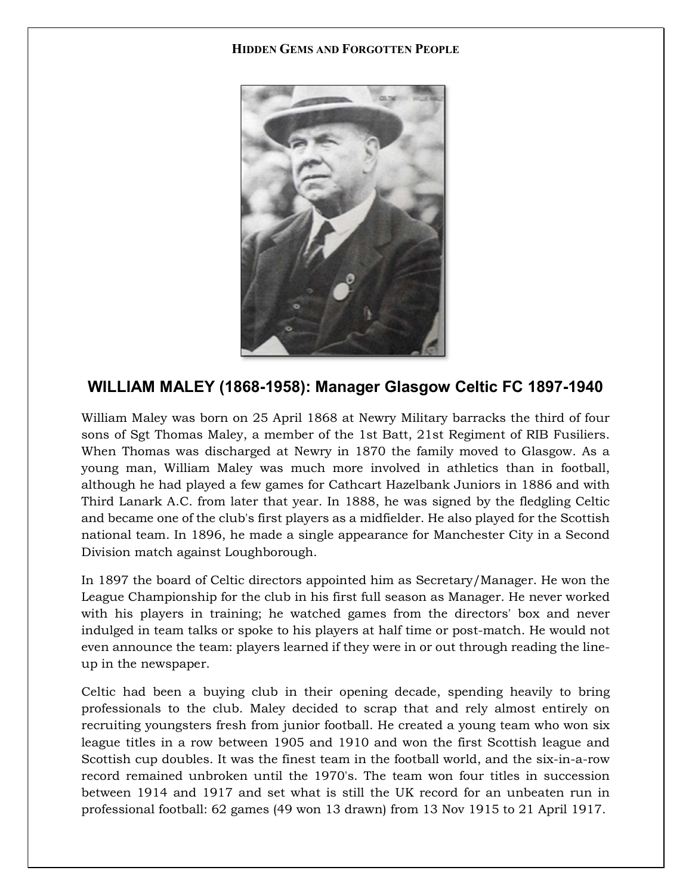# WILLIAM MALEY (1868-1958): Manager Glasgow Celtic FC 1897-1940

William Maley was born on 25 April 1868 at Newry Military barracks the third of four sons of Sgt Thomas Maley, a member of the 1st Batt, 21st Regiment of RIB Fusiliers. When Thomas was discharged at Newry in 1870 the family moved to Glasgow. As a young man, William Maley was much more involved in athletics than in football, although he had played a few games for Cathcart Hazelbank Juniors in 1886 and with Third Lanark A.C. from later that year. In 1888, he was signed by the fledgling Celtic and became one of the club's first players as a midfielder. He also played for the Scottish national team. In 1896, he made a single appearance for Manchester City in a Second Division match against Loughborough.

In 1897 the board of Celtic directors appointed him as Secretary/Manager. He won the League Championship for the club in his first full season as Manager. He never worked with his players in training; he watched games from the directors' box and never indulged in team talks or spoke to his players at half time or post-match. He would not even announce the team: players learned if they were in or out through reading the line-up in the newspaper.

Celtic had been a buying club in their opening decade, spending heavily to bring professionals to the club. Maley decided to scrap that and rely almost entirely on recruiting youngsters fresh from junior football. He created a young team who won six league titles in a row between 1905 and 1910 and won the first Scottish league and Scottish cup doubles. It was the finest team in the football world, and the six-in-a-row record remained unbroken until the 1970's. The team won four titles in succession between 1914 and 1917 and set what is still the UK record for an unbeaten run in professional football: 62 games (49 won 13 drawn) from 13 Nov 1915 to 21 April 1917.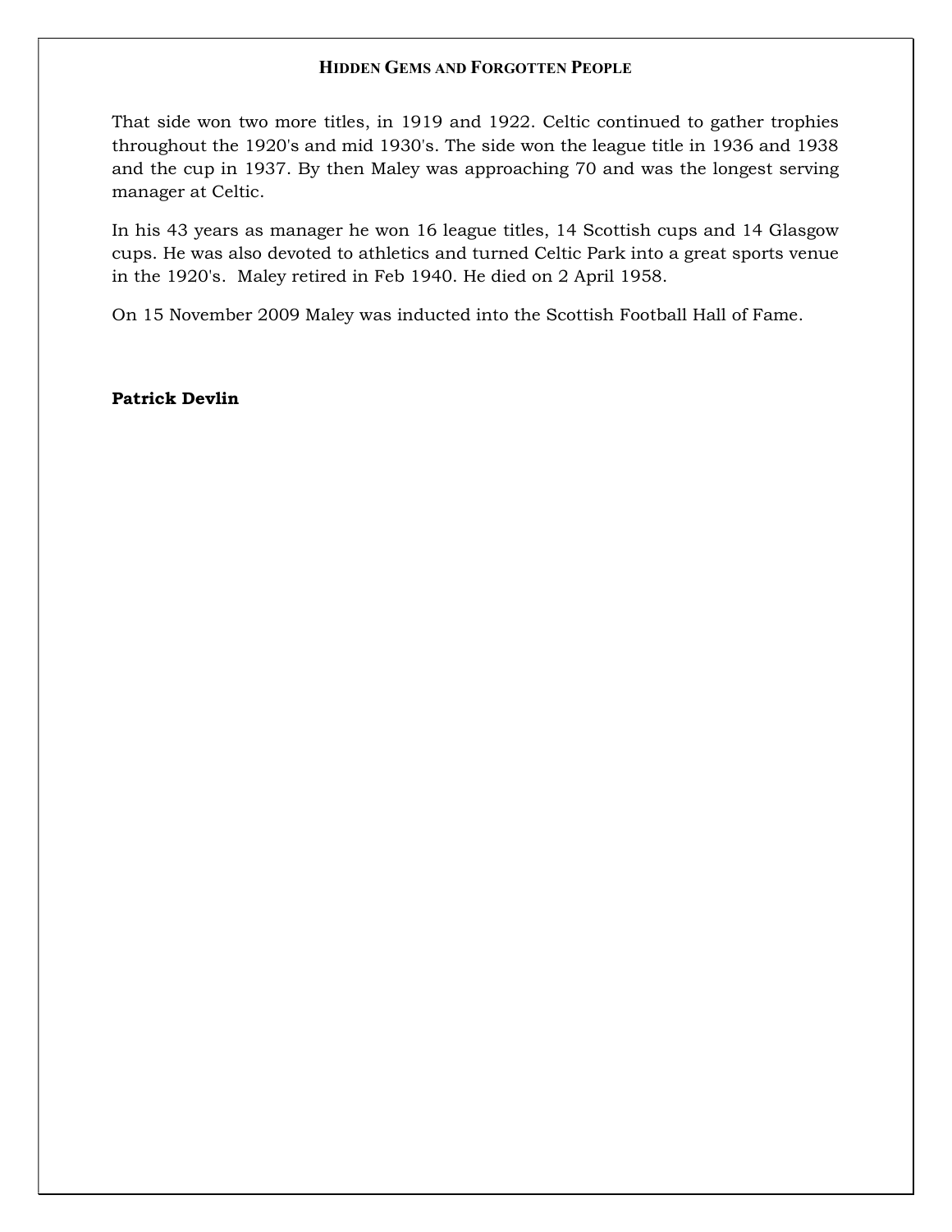That side won two more titles, in 1919 and 1922. Celtic continued to gather trophies throughout the 1920's and mid 1930's. The side won the league title in 1936 and 1938 and the cup in 1937. By then Maley was approaching 70 and was the longest serving manager at Celtic.

In his 43 years as manager he won 16 league titles, 14 Scottish cups and 14 Glasgow cups. He was also devoted to athletics and turned Celtic Park into a great sports venue in the 1920's. Maley retired in Feb 1940. He died on 2 April 1958.

On 15 November 2009 Maley was inducted into the Scottish Football Hall of Fame.

**Patrick Devlin**